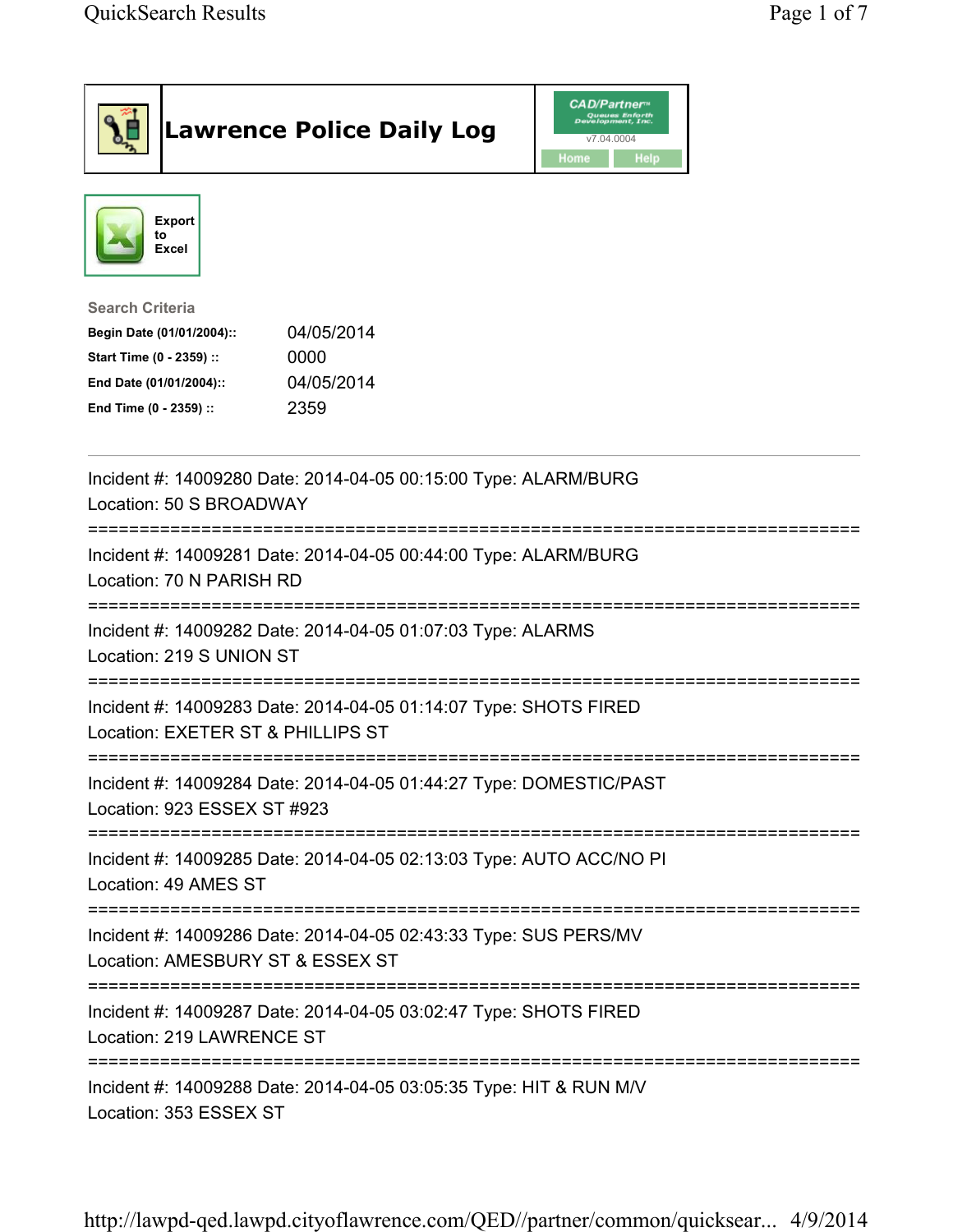# Lawrence Police Daily Log

CAD/Partner™ Queues Enforth Development, Inc.
v7.04.0004

Home | Help

Export to Excel

**Search Criteria**

| | |
|---|---|
| **Begin Date (01/01/2004)::** | 04/05/2014 |
| **Start Time (0 - 2359) ::** | 0000 |
| **End Date (01/01/2004)::** | 04/05/2014 |
| **End Time (0 - 2359) ::** | 2359 |

---

Incident #: 14009280 Date: 2014-04-05 00:15:00 Type: ALARM/BURG
Location: 50 S BROADWAY

===========================================================================

Incident #: 14009281 Date: 2014-04-05 00:44:00 Type: ALARM/BURG
Location: 70 N PARISH RD

===========================================================================

Incident #: 14009282 Date: 2014-04-05 01:07:03 Type: ALARMS
Location: 219 S UNION ST

===========================================================================

Incident #: 14009283 Date: 2014-04-05 01:14:07 Type: SHOTS FIRED
Location: EXETER ST & PHILLIPS ST

===========================================================================

Incident #: 14009284 Date: 2014-04-05 01:44:27 Type: DOMESTIC/PAST
Location: 923 ESSEX ST #923

===========================================================================

Incident #: 14009285 Date: 2014-04-05 02:13:03 Type: AUTO ACC/NO PI
Location: 49 AMES ST

===========================================================================

Incident #: 14009286 Date: 2014-04-05 02:43:33 Type: SUS PERS/MV
Location: AMESBURY ST & ESSEX ST

===========================================================================

Incident #: 14009287 Date: 2014-04-05 03:02:47 Type: SHOTS FIRED
Location: 219 LAWRENCE ST

===========================================================================

Incident #: 14009288 Date: 2014-04-05 03:05:35 Type: HIT & RUN M/V
Location: 353 ESSEX ST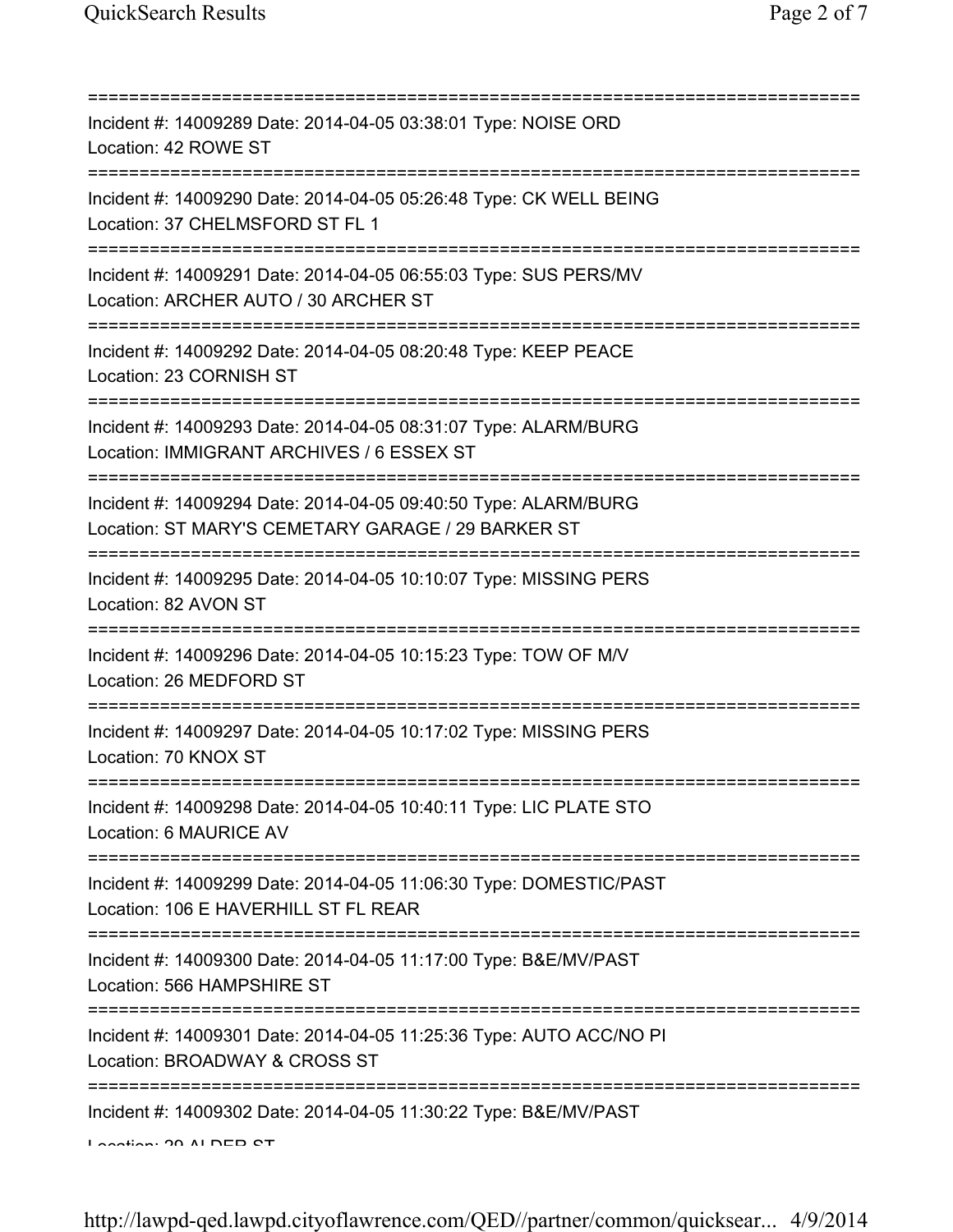===========================================================================
Incident #: 14009289 Date: 2014-04-05 03:38:01 Type: NOISE ORD
Location: 42 ROWE ST
===========================================================================
Incident #: 14009290 Date: 2014-04-05 05:26:48 Type: CK WELL BEING
Location: 37 CHELMSFORD ST FL 1
===========================================================================
Incident #: 14009291 Date: 2014-04-05 06:55:03 Type: SUS PERS/MV
Location: ARCHER AUTO / 30 ARCHER ST
===========================================================================
Incident #: 14009292 Date: 2014-04-05 08:20:48 Type: KEEP PEACE
Location: 23 CORNISH ST
===========================================================================
Incident #: 14009293 Date: 2014-04-05 08:31:07 Type: ALARM/BURG
Location: IMMIGRANT ARCHIVES / 6 ESSEX ST
===========================================================================
Incident #: 14009294 Date: 2014-04-05 09:40:50 Type: ALARM/BURG
Location: ST MARY'S CEMETARY GARAGE / 29 BARKER ST
===========================================================================
Incident #: 14009295 Date: 2014-04-05 10:10:07 Type: MISSING PERS
Location: 82 AVON ST
===========================================================================
Incident #: 14009296 Date: 2014-04-05 10:15:23 Type: TOW OF M/V
Location: 26 MEDFORD ST
===========================================================================
Incident #: 14009297 Date: 2014-04-05 10:17:02 Type: MISSING PERS
Location: 70 KNOX ST
===========================================================================
Incident #: 14009298 Date: 2014-04-05 10:40:11 Type: LIC PLATE STO
Location: 6 MAURICE AV
===========================================================================
Incident #: 14009299 Date: 2014-04-05 11:06:30 Type: DOMESTIC/PAST
Location: 106 E HAVERHILL ST FL REAR
===========================================================================
Incident #: 14009300 Date: 2014-04-05 11:17:00 Type: B&E/MV/PAST
Location: 566 HAMPSHIRE ST
===========================================================================
Incident #: 14009301 Date: 2014-04-05 11:25:36 Type: AUTO ACC/NO PI
Location: BROADWAY & CROSS ST
===========================================================================
Incident #: 14009302 Date: 2014-04-05 11:30:22 Type: B&E/MV/PAST
Location: 29 ALDER ST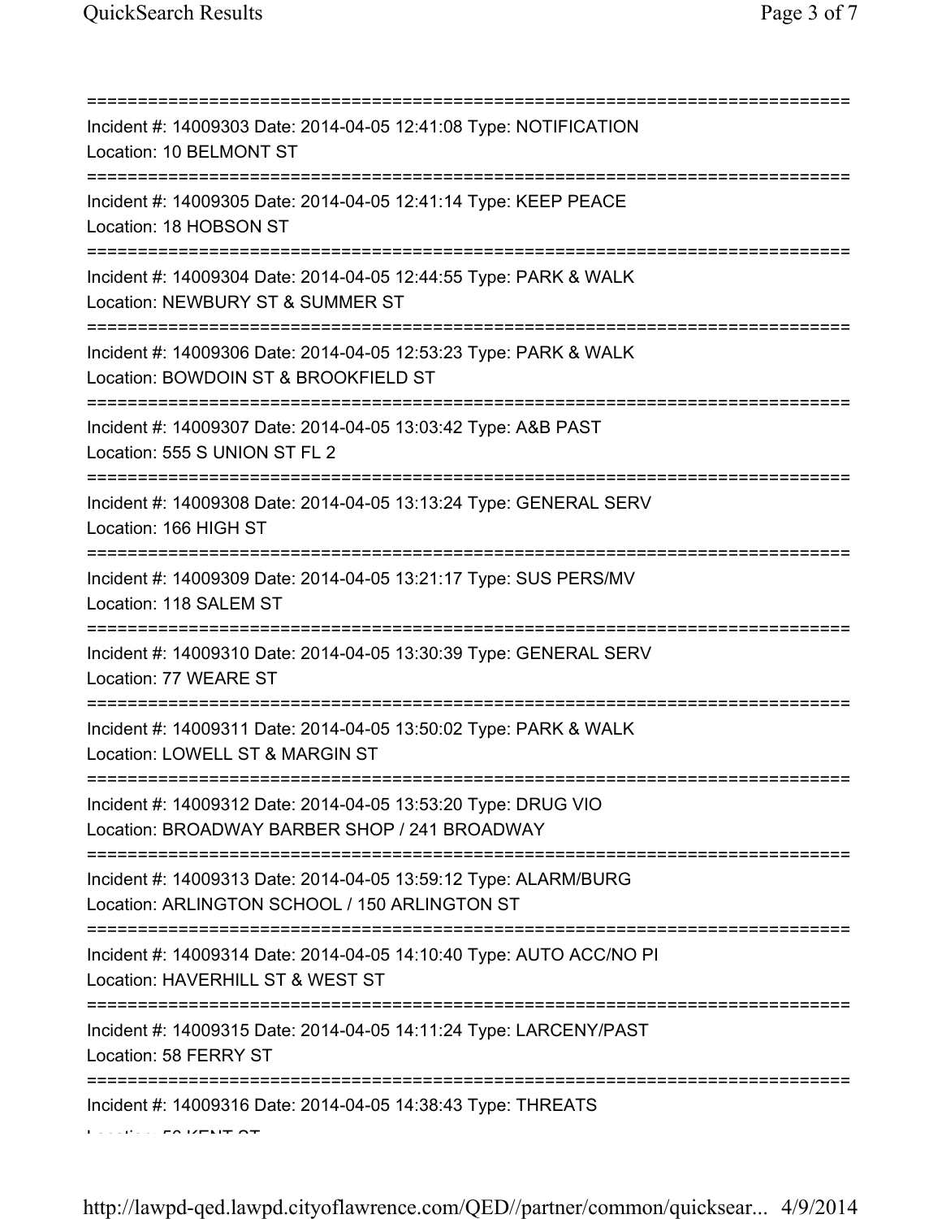==============================================================================
Incident #: 14009303 Date: 2014-04-05 12:41:08 Type: NOTIFICATION
Location: 10 BELMONT ST
==============================================================================
Incident #: 14009305 Date: 2014-04-05 12:41:14 Type: KEEP PEACE
Location: 18 HOBSON ST
==============================================================================
Incident #: 14009304 Date: 2014-04-05 12:44:55 Type: PARK & WALK
Location: NEWBURY ST & SUMMER ST
==============================================================================
Incident #: 14009306 Date: 2014-04-05 12:53:23 Type: PARK & WALK
Location: BOWDOIN ST & BROOKFIELD ST
==============================================================================
Incident #: 14009307 Date: 2014-04-05 13:03:42 Type: A&B PAST
Location: 555 S UNION ST FL 2
==============================================================================
Incident #: 14009308 Date: 2014-04-05 13:13:24 Type: GENERAL SERV
Location: 166 HIGH ST
==============================================================================
Incident #: 14009309 Date: 2014-04-05 13:21:17 Type: SUS PERS/MV
Location: 118 SALEM ST
==============================================================================
Incident #: 14009310 Date: 2014-04-05 13:30:39 Type: GENERAL SERV
Location: 77 WEARE ST
==============================================================================
Incident #: 14009311 Date: 2014-04-05 13:50:02 Type: PARK & WALK
Location: LOWELL ST & MARGIN ST
==============================================================================
Incident #: 14009312 Date: 2014-04-05 13:53:20 Type: DRUG VIO
Location: BROADWAY BARBER SHOP / 241 BROADWAY
==============================================================================
Incident #: 14009313 Date: 2014-04-05 13:59:12 Type: ALARM/BURG
Location: ARLINGTON SCHOOL / 150 ARLINGTON ST
==============================================================================
Incident #: 14009314 Date: 2014-04-05 14:10:40 Type: AUTO ACC/NO PI
Location: HAVERHILL ST & WEST ST
==============================================================================
Incident #: 14009315 Date: 2014-04-05 14:11:24 Type: LARCENY/PAST
Location: 58 FERRY ST
==============================================================================
Incident #: 14009316 Date: 2014-04-05 14:38:43 Type: THREATS
Location: 56 KENT ST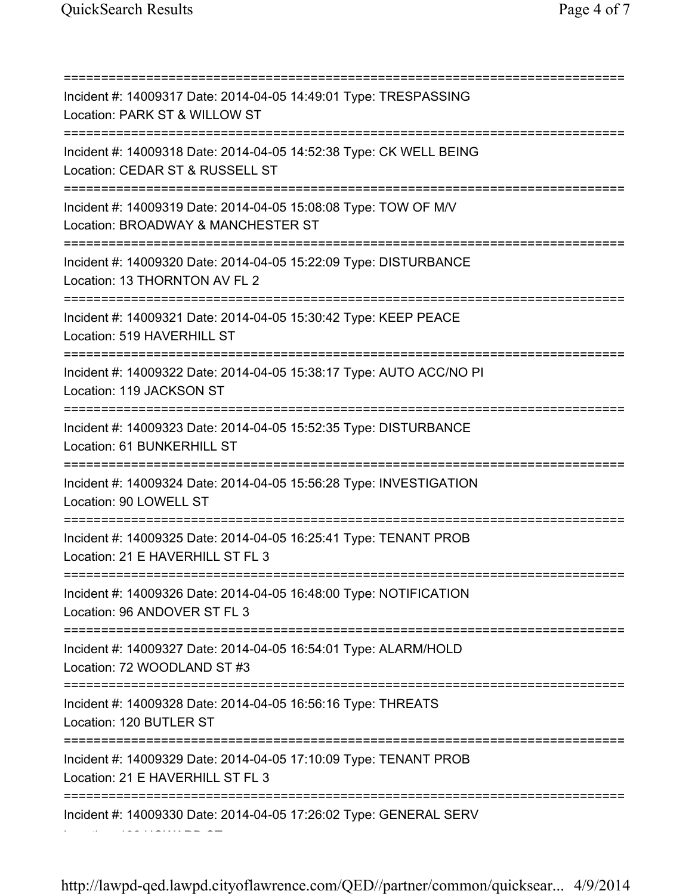===========================================================================
Incident #: 14009317 Date: 2014-04-05 14:49:01 Type: TRESPASSING
Location: PARK ST & WILLOW ST
===========================================================================
Incident #: 14009318 Date: 2014-04-05 14:52:38 Type: CK WELL BEING
Location: CEDAR ST & RUSSELL ST
===========================================================================
Incident #: 14009319 Date: 2014-04-05 15:08:08 Type: TOW OF M/V
Location: BROADWAY & MANCHESTER ST
===========================================================================
Incident #: 14009320 Date: 2014-04-05 15:22:09 Type: DISTURBANCE
Location: 13 THORNTON AV FL 2
===========================================================================
Incident #: 14009321 Date: 2014-04-05 15:30:42 Type: KEEP PEACE
Location: 519 HAVERHILL ST
===========================================================================
Incident #: 14009322 Date: 2014-04-05 15:38:17 Type: AUTO ACC/NO PI
Location: 119 JACKSON ST
===========================================================================
Incident #: 14009323 Date: 2014-04-05 15:52:35 Type: DISTURBANCE
Location: 61 BUNKERHILL ST
===========================================================================
Incident #: 14009324 Date: 2014-04-05 15:56:28 Type: INVESTIGATION
Location: 90 LOWELL ST
===========================================================================
Incident #: 14009325 Date: 2014-04-05 16:25:41 Type: TENANT PROB
Location: 21 E HAVERHILL ST FL 3
===========================================================================
Incident #: 14009326 Date: 2014-04-05 16:48:00 Type: NOTIFICATION
Location: 96 ANDOVER ST FL 3
===========================================================================
Incident #: 14009327 Date: 2014-04-05 16:54:01 Type: ALARM/HOLD
Location: 72 WOODLAND ST #3
===========================================================================
Incident #: 14009328 Date: 2014-04-05 16:56:16 Type: THREATS
Location: 120 BUTLER ST
===========================================================================
Incident #: 14009329 Date: 2014-04-05 17:10:09 Type: TENANT PROB
Location: 21 E HAVERHILL ST FL 3
===========================================================================
Incident #: 14009330 Date: 2014-04-05 17:26:02 Type: GENERAL SERV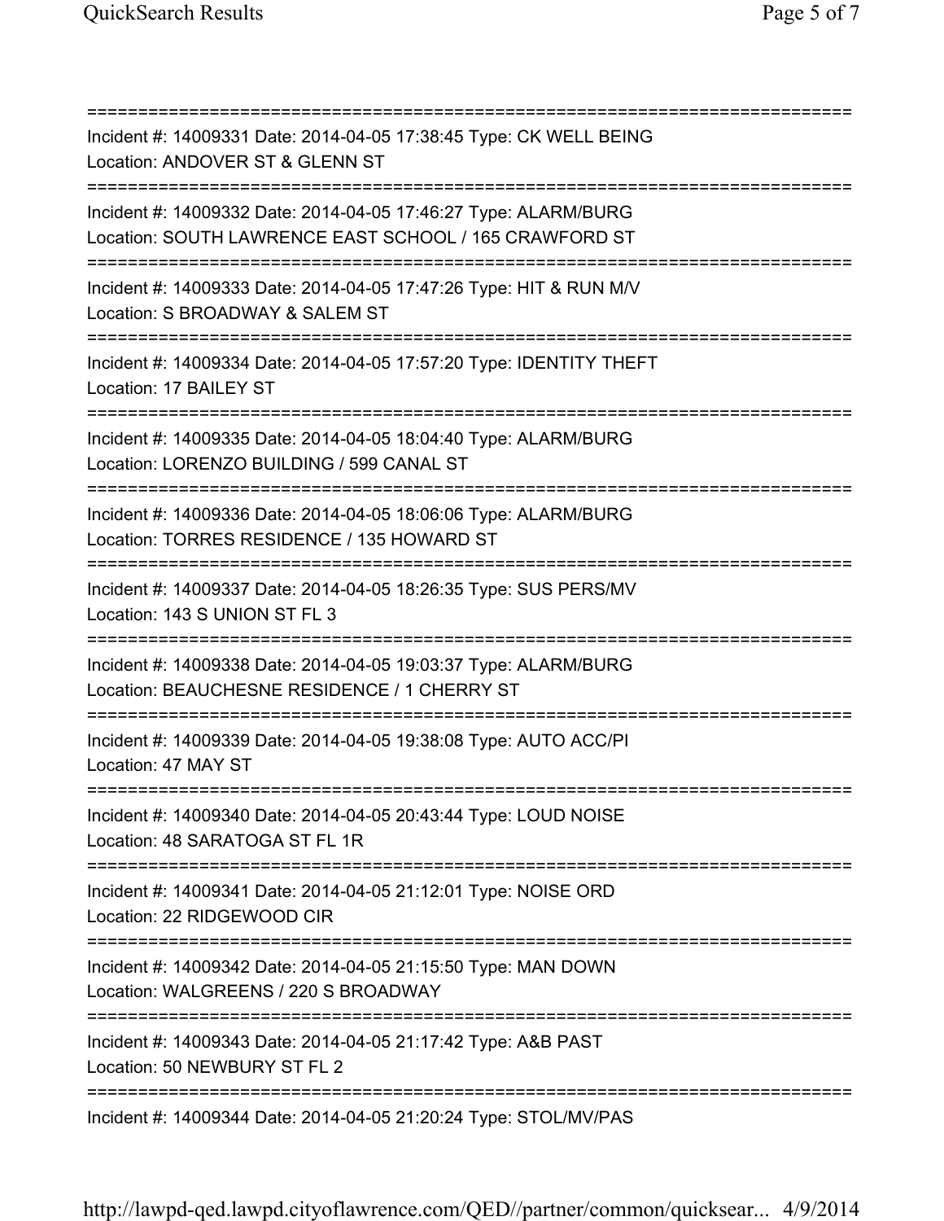===========================================================================
Incident #: 14009331 Date: 2014-04-05 17:38:45 Type: CK WELL BEING
Location: ANDOVER ST & GLENN ST
===========================================================================
Incident #: 14009332 Date: 2014-04-05 17:46:27 Type: ALARM/BURG
Location: SOUTH LAWRENCE EAST SCHOOL / 165 CRAWFORD ST
===========================================================================
Incident #: 14009333 Date: 2014-04-05 17:47:26 Type: HIT & RUN M/V
Location: S BROADWAY & SALEM ST
===========================================================================
Incident #: 14009334 Date: 2014-04-05 17:57:20 Type: IDENTITY THEFT
Location: 17 BAILEY ST
===========================================================================
Incident #: 14009335 Date: 2014-04-05 18:04:40 Type: ALARM/BURG
Location: LORENZO BUILDING / 599 CANAL ST
===========================================================================
Incident #: 14009336 Date: 2014-04-05 18:06:06 Type: ALARM/BURG
Location: TORRES RESIDENCE / 135 HOWARD ST
===========================================================================
Incident #: 14009337 Date: 2014-04-05 18:26:35 Type: SUS PERS/MV
Location: 143 S UNION ST FL 3
===========================================================================
Incident #: 14009338 Date: 2014-04-05 19:03:37 Type: ALARM/BURG
Location: BEAUCHESNE RESIDENCE / 1 CHERRY ST
===========================================================================
Incident #: 14009339 Date: 2014-04-05 19:38:08 Type: AUTO ACC/PI
Location: 47 MAY ST
===========================================================================
Incident #: 14009340 Date: 2014-04-05 20:43:44 Type: LOUD NOISE
Location: 48 SARATOGA ST FL 1R
===========================================================================
Incident #: 14009341 Date: 2014-04-05 21:12:01 Type: NOISE ORD
Location: 22 RIDGEWOOD CIR
===========================================================================
Incident #: 14009342 Date: 2014-04-05 21:15:50 Type: MAN DOWN
Location: WALGREENS / 220 S BROADWAY
===========================================================================
Incident #: 14009343 Date: 2014-04-05 21:17:42 Type: A&B PAST
Location: 50 NEWBURY ST FL 2
===========================================================================
Incident #: 14009344 Date: 2014-04-05 21:20:24 Type: STOL/MV/PAS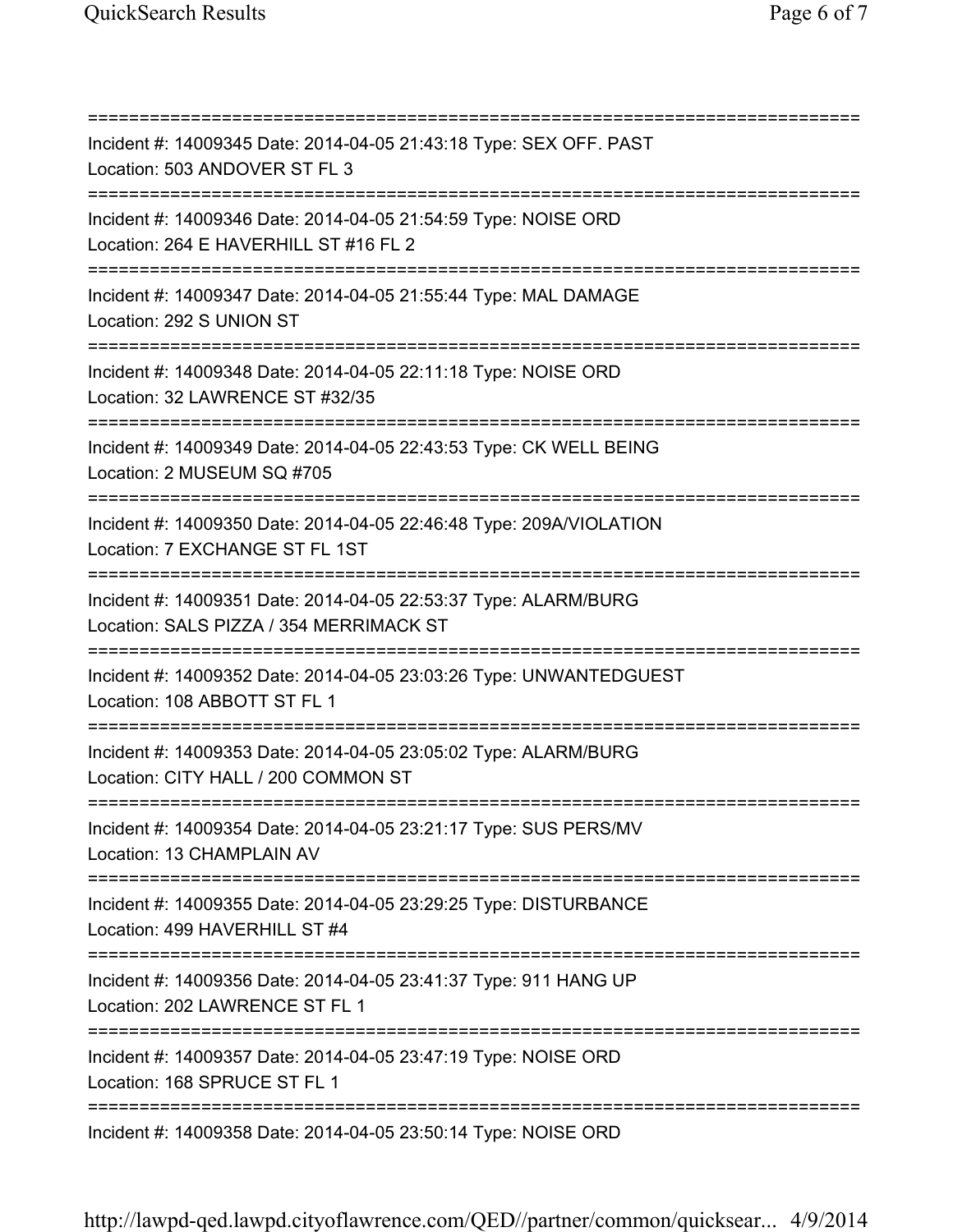===========================================================================

Incident #: 14009345 Date: 2014-04-05 21:43:18 Type: SEX OFF. PAST
Location: 503 ANDOVER ST FL 3

===========================================================================

Incident #: 14009346 Date: 2014-04-05 21:54:59 Type: NOISE ORD
Location: 264 E HAVERHILL ST #16 FL 2

===========================================================================

Incident #: 14009347 Date: 2014-04-05 21:55:44 Type: MAL DAMAGE
Location: 292 S UNION ST

===========================================================================

Incident #: 14009348 Date: 2014-04-05 22:11:18 Type: NOISE ORD
Location: 32 LAWRENCE ST #32/35

===========================================================================

Incident #: 14009349 Date: 2014-04-05 22:43:53 Type: CK WELL BEING
Location: 2 MUSEUM SQ #705

===========================================================================

Incident #: 14009350 Date: 2014-04-05 22:46:48 Type: 209A/VIOLATION
Location: 7 EXCHANGE ST FL 1ST

===========================================================================

Incident #: 14009351 Date: 2014-04-05 22:53:37 Type: ALARM/BURG
Location: SALS PIZZA / 354 MERRIMACK ST

===========================================================================

Incident #: 14009352 Date: 2014-04-05 23:03:26 Type: UNWANTEDGUEST
Location: 108 ABBOTT ST FL 1

===========================================================================

Incident #: 14009353 Date: 2014-04-05 23:05:02 Type: ALARM/BURG
Location: CITY HALL / 200 COMMON ST

===========================================================================

Incident #: 14009354 Date: 2014-04-05 23:21:17 Type: SUS PERS/MV
Location: 13 CHAMPLAIN AV

===========================================================================

Incident #: 14009355 Date: 2014-04-05 23:29:25 Type: DISTURBANCE
Location: 499 HAVERHILL ST #4

===========================================================================

Incident #: 14009356 Date: 2014-04-05 23:41:37 Type: 911 HANG UP
Location: 202 LAWRENCE ST FL 1

===========================================================================

Incident #: 14009357 Date: 2014-04-05 23:47:19 Type: NOISE ORD
Location: 168 SPRUCE ST FL 1

===========================================================================

Incident #: 14009358 Date: 2014-04-05 23:50:14 Type: NOISE ORD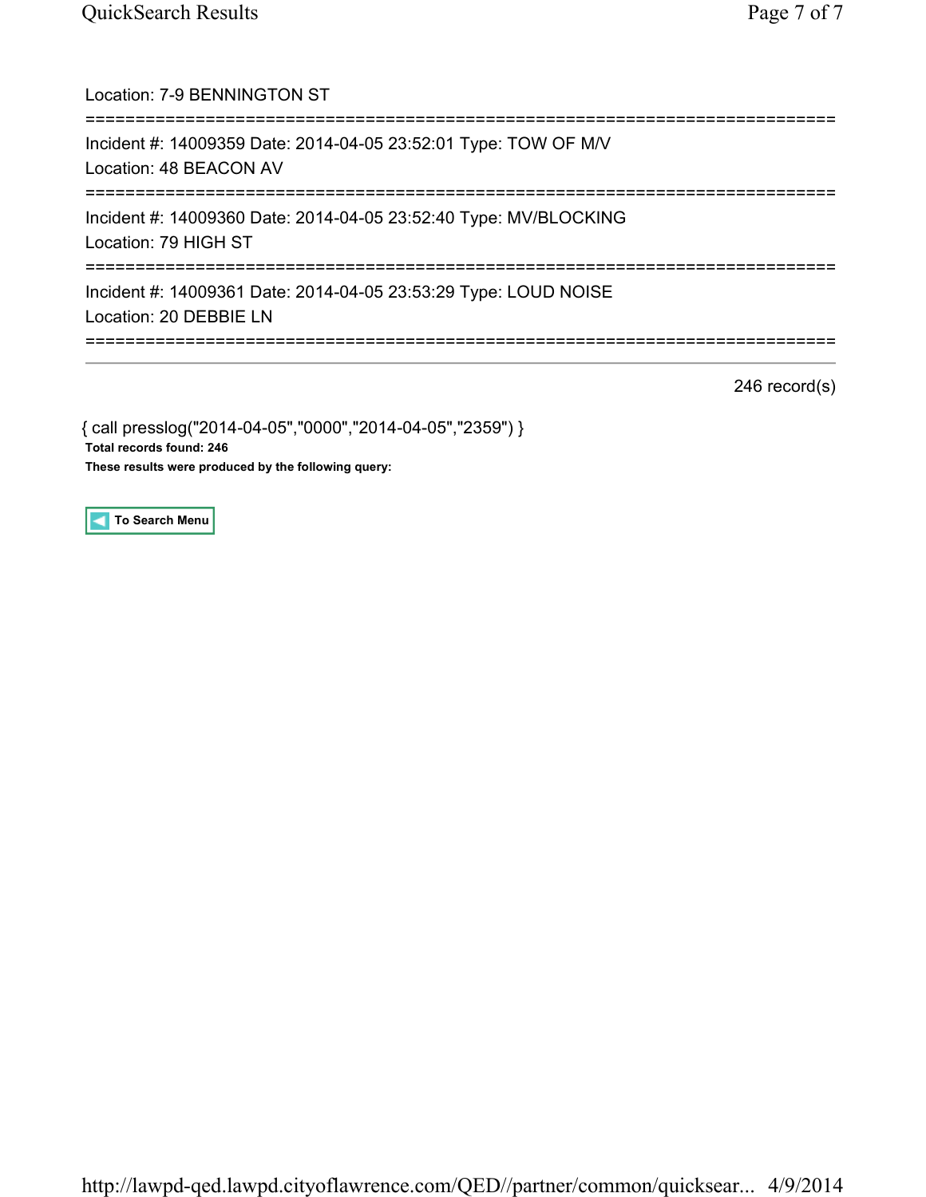Location: 7-9 BENNINGTON ST

===========================================================================

Incident #: 14009359 Date: 2014-04-05 23:52:01 Type: TOW OF M/V

Location: 48 BEACON AV

===========================================================================

Incident #: 14009360 Date: 2014-04-05 23:52:40 Type: MV/BLOCKING

Location: 79 HIGH ST

===========================================================================

Incident #: 14009361 Date: 2014-04-05 23:53:29 Type: LOUD NOISE

Location: 20 DEBBIE LN

===========================================================================

246 record(s)

{ call presslog("2014-04-05","0000","2014-04-05","2359") }

**Total records found: 246**

**These results were produced by the following query:**

**To Search Menu**